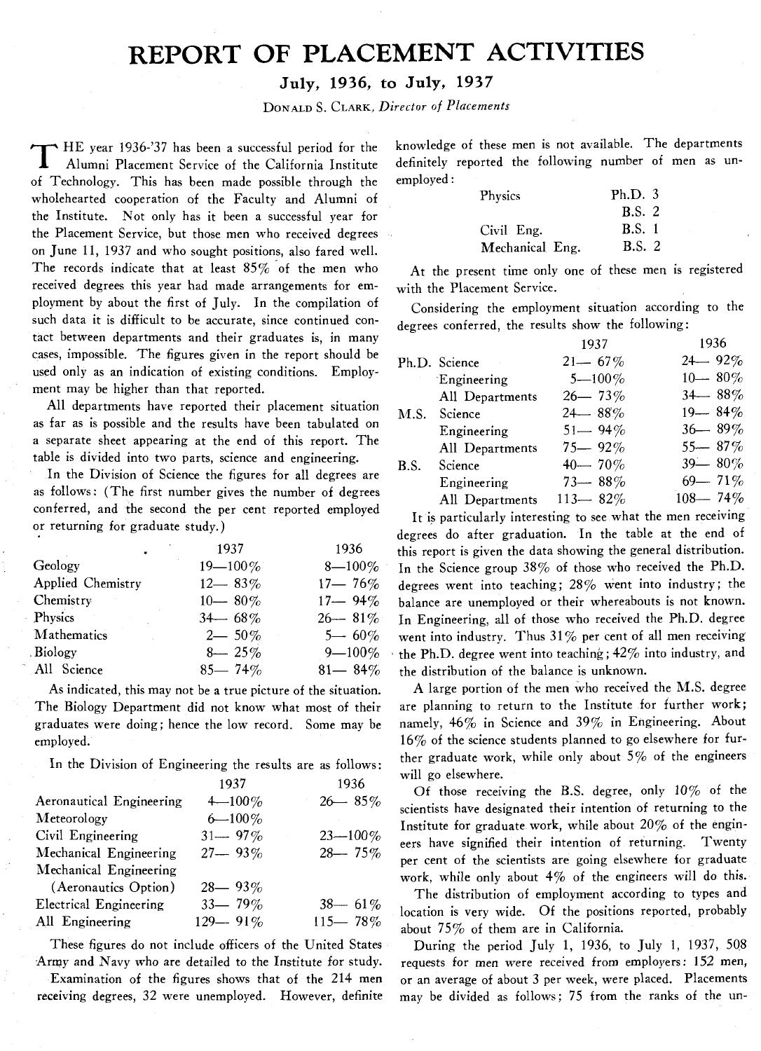# REPORT OF PLACEMENT ACTIVITIES

## July, 1936, to July, 1937

DONALD S. CLARK, *Director of Placements*

THE year 1936-'37 has been a successful period for the Alumni Placement Service of the California Institute of Technology. This has been made possible through the wholehearted cooperation of the Faculty and Alumni of the Institute. Not only has it been a successful year for the Placement Service, but those men who received degrees on June 11, 1937 and who sought positions, also fared well. The records indicate that at least 85% of the men who received degrees this year had made arrangements for employment by about the first of July. In the compilation of such data it is difficult to be accurate, since continued contact between departments and their graduates is, in many cases, impossible. The figures given in the report should be used only as an indication of existing conditions. Employment may be higher than that reported.

All departments have reported their placement situation as far as is possible and the results have been tabulated on a separate sheet appearing at the end of this report. The table is divided into two parts, science and engineering.

In the Division of Science the figures for all degrees are as follows: (The first number gives the number of degrees conferred, and the second the per cent reported employed or returning for graduate study.)

| | 1937 | 1936 |
|---|---|---|
| Geology | 19—100% | 8—100% |
| Applied Chemistry | 12— 83% | 17— 76% |
| Chemistry | 10— 80% | 17— 94% |
| Physics | 34— 68% | 26— 81% |
| Mathematics | 2— 50% | 5— 60% |
| Biology | 8— 25% | 9—100% |
| All Science | 85— 74% | 81— 84% |

As indicated, this may not be a true picture of the situation. The Biology Department did not know what most of their graduates were doing; hence the low record. Some may be employed.

In the Division of Engineering the results are as follows:

| | 1937 | 1936 |
|---|---|---|
| Aeronautical Engineering | 4—100% | 26— 85% |
| Meteorology | 6—100% | |
| Civil Engineering | 31— 97% | 23—100% |
| Mechanical Engineering | 27— 93% | 28— 75% |
| Mechanical Engineering (Aeronautics Option) | 28— 93% | |
| Electrical Engineering | 33— 79% | 38— 61% |
| All Engineering | 129— 91% | 115— 78% |

These figures do not include officers of the United States Army and Navy who are detailed to the Institute for study.

Examination of the figures shows that of the 214 men receiving degrees, 32 were unemployed. However, definite knowledge of these men is not available. The departments definitely reported the following number of men as unemployed:

| | |
|---|---|
| Physics | Ph.D. 3 |
| | B.S. 2 |
| Civil Eng. | B.S. 1 |
| Mechanical Eng. | B.S. 2 |

At the present time only one of these men is registered with the Placement Service.

Considering the employment situation according to the degrees conferred, the results show the following:

| | | 1937 | 1936 |
|---|---|---|---|
| Ph.D. | Science | 21— 67% | 24— 92% |
| | Engineering | 5—100% | 10— 80% |
| | All Departments | 26— 73% | 34— 88% |
| M.S. | Science | 24— 88% | 19— 84% |
| | Engineering | 51— 94% | 36— 89% |
| | All Departments | 75— 92% | 55— 87% |
| B.S. | Science | 40— 70% | 39— 80% |
| | Engineering | 73— 88% | 69— 71% |
| | All Departments | 113— 82% | 108— 74% |

It is particularly interesting to see what the men receiving degrees do after graduation. In the table at the end of this report is given the data showing the general distribution. In the Science group 38% of those who received the Ph.D. degrees went into teaching; 28% went into industry; the balance are unemployed or their whereabouts is not known. In Engineering, all of those who received the Ph.D. degree went into industry. Thus 31% per cent of all men receiving the Ph.D. degree went into teaching; 42% into industry, and the distribution of the balance is unknown.

A large portion of the men who received the M.S. degree are planning to return to the Institute for further work; namely, 46% in Science and 39% in Engineering. About 16% of the science students planned to go elsewhere for further graduate work, while only about 5% of the engineers will go elsewhere.

Of those receiving the B.S. degree, only 10% of the scientists have designated their intention of returning to the Institute for graduate work, while about 20% of the engineers have signified their intention of returning. Twenty per cent of the scientists are going elsewhere for graduate work, while only about 4% of the engineers will do this.

The distribution of employment according to types and location is very wide. Of the positions reported, probably about 75% of them are in California.

During the period July 1, 1936, to July 1, 1937, 508 requests for men were received from employers: 152 men, or an average of about 3 per week, were placed. Placements may be divided as follows; 75 from the ranks of the un-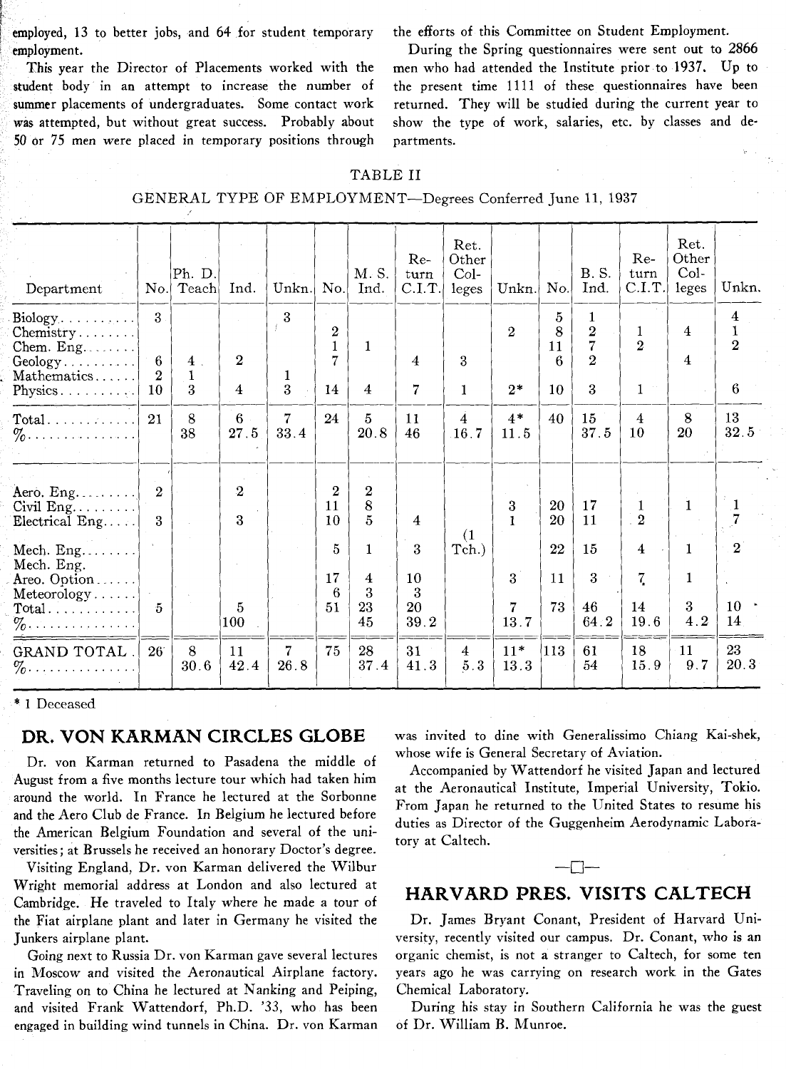employed, 13 to better jobs, and 64 for student temporary employment.

This year the Director of Placements worked with the student body in an attempt to increase the number of summer placements of undergraduates. Some contact work was attempted, but without great success. Probably about 50 or 75 men were placed in temporary positions through the efforts of this Committee on Student Employment.

During the Spring questionnaires were sent out to 2866 men who had attended the Institute prior to 1937. Up to the present time 1111 of these questionnaires have been returned. They will be studied during the current year to show the type of work, salaries, etc. by classes and departments.

TABLE II

GENERAL TYPE OF EMPLOYMENT—Degrees Conferred June 11, 1937

| Department | No. | Ph. D. Teach | Ind. | Unkn. | No. | M. S. Ind. | Return C.I.T. | Ret. Other Colleges | Unkn. | No. | B. S. Ind. | Return C.I.T. | Ret. Other Colleges | Unkn. |
|---|---|---|---|---|---|---|---|---|---|---|---|---|---|---|
| Biology | 3 | | | 3 | | | | | | 5 | 1 | | | 4 |
| Chemistry | | | | | 2 | | | | 2 | 8 | 2 | 1 | 4 | 1 |
| Chem. Eng. | | | | | 1 | 1 | | | | 11 | 7 | 2 | | 2 |
| Geology | 6 | 4 | 2 | | 7 | | 4 | 3 | | 6 | 2 | | 4 | |
| Mathematics | 2 | 1 | | 1 | | | | | | | | | | |
| Physics | 10 | 3 | 4 | 3 | 14 | 4 | 7 | 1 | 2* | 10 | 3 | 1 | | 6 |
| Total | 21 | 8 | 6 | 7 | 24 | 5 | 11 | 4 | 4* | 40 | 15 | 4 | 8 | 13 |
| % | | 38 | 27.5 | 33.4 | | 20.8 | 46 | 16.7 | 11.5 | | 37.5 | 10 | 20 | 32.5 |
| Aero. Eng. | 2 | | 2 | | 2 | 2 | | | | | | | | |
| Civil Eng. | | | | | 11 | 8 | | | 3 | 20 | 17 | 1 | 1 | 1 |
| Electrical Eng. | 3 | | 3 | | 10 | 5 | 4 | | 1 | 20 | 11 | 2 | | 7 |
| Mech. Eng. | | | | | 5 | 1 | 3 | (1 Tch.) | | 22 | 15 | 4 | 1 | 2 |
| Mech. Eng. Areo. Option | | | | | 17 | 4 | 10 | | 3 | 11 | 3 | 7 | 1 | |
| Meteorology | | | | | 6 | 3 | 3 | | | | | | | |
| Total | 5 | | 5 | | 51 | 23 | 20 | | 7 | 73 | 46 | 14 | 3 | 10 |
| % | | | 100 | | | 45 | 39.2 | | 13.7 | | 64.2 | 19.6 | 4.2 | 14 |
| GRAND TOTAL | 26 | 8 | 11 | 7 | 75 | 28 | 31 | 4 | 11* | 113 | 61 | 18 | 11 | 23 |
| % | | 30.6 | 42.4 | 26.8 | | 37.4 | 41.3 | 5.3 | 13.3 | | 54 | 15.9 | 9.7 | 20.3 |

* 1 Deceased

## DR. VON KARMAN CIRCLES GLOBE

Dr. von Karman returned to Pasadena the middle of August from a five months lecture tour which had taken him around the world. In France he lectured at the Sorbonne and the Aero Club de France. In Belgium he lectured before the American Belgium Foundation and several of the universities; at Brussels he received an honorary Doctor's degree.

Visiting England, Dr. von Karman delivered the Wilbur Wright memorial address at London and also lectured at Cambridge. He traveled to Italy where he made a tour of the Fiat airplane plant and later in Germany he visited the Junkers airplane plant.

Going next to Russia Dr. von Karman gave several lectures in Moscow and visited the Aeronautical Airplane factory. Traveling on to China he lectured at Nanking and Peiping, and visited Frank Wattendorf, Ph.D. '33, who has been engaged in building wind tunnels in China. Dr. von Karman was invited to dine with Generalissimo Chiang Kai-shek, whose wife is General Secretary of Aviation.

Accompanied by Wattendorf he visited Japan and lectured at the Aeronautical Institute, Imperial University, Tokio. From Japan he returned to the United States to resume his duties as Director of the Guggenheim Aerodynamic Laboratory at Caltech.

## HARVARD PRES. VISITS CALTECH

Dr. James Bryant Conant, President of Harvard University, recently visited our campus. Dr. Conant, who is an organic chemist, is not a stranger to Caltech, for some ten years ago he was carrying on research work in the Gates Chemical Laboratory.

During his stay in Southern California he was the guest of Dr. William B. Munroe.